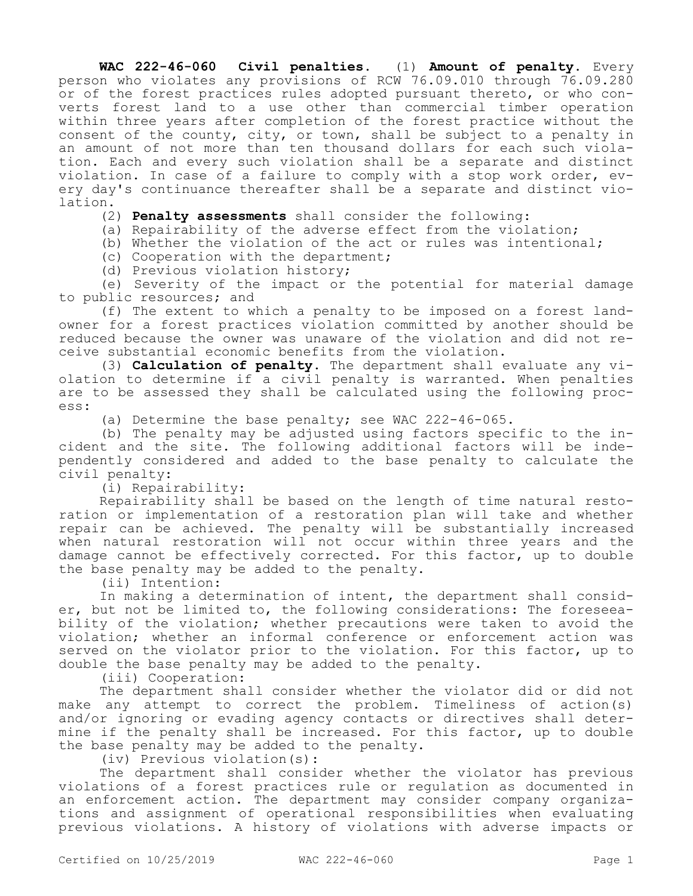**WAC 222-46-060 Civil penalties.** (1) **Amount of penalty.** Every person who violates any provisions of RCW 76.09.010 through 76.09.280 or of the forest practices rules adopted pursuant thereto, or who converts forest land to a use other than commercial timber operation within three years after completion of the forest practice without the consent of the county, city, or town, shall be subject to a penalty in an amount of not more than ten thousand dollars for each such violation. Each and every such violation shall be a separate and distinct violation. In case of a failure to comply with a stop work order, every day's continuance thereafter shall be a separate and distinct violation.

(2) **Penalty assessments** shall consider the following:

(a) Repairability of the adverse effect from the violation;

(b) Whether the violation of the act or rules was intentional;

(c) Cooperation with the department;

(d) Previous violation history;

(e) Severity of the impact or the potential for material damage to public resources; and

(f) The extent to which a penalty to be imposed on a forest landowner for a forest practices violation committed by another should be reduced because the owner was unaware of the violation and did not receive substantial economic benefits from the violation.

(3) **Calculation of penalty.** The department shall evaluate any violation to determine if a civil penalty is warranted. When penalties are to be assessed they shall be calculated using the following process:

(a) Determine the base penalty; see WAC 222-46-065.

(b) The penalty may be adjusted using factors specific to the incident and the site. The following additional factors will be independently considered and added to the base penalty to calculate the civil penalty:

(i) Repairability:

Repairability shall be based on the length of time natural restoration or implementation of a restoration plan will take and whether repair can be achieved. The penalty will be substantially increased when natural restoration will not occur within three years and the damage cannot be effectively corrected. For this factor, up to double the base penalty may be added to the penalty.

(ii) Intention:

In making a determination of intent, the department shall consider, but not be limited to, the following considerations: The foreseeability of the violation; whether precautions were taken to avoid the violation; whether an informal conference or enforcement action was served on the violator prior to the violation. For this factor, up to double the base penalty may be added to the penalty.

(iii) Cooperation:

The department shall consider whether the violator did or did not make any attempt to correct the problem. Timeliness of action(s) and/or ignoring or evading agency contacts or directives shall determine if the penalty shall be increased. For this factor, up to double the base penalty may be added to the penalty.

(iv) Previous violation(s):

The department shall consider whether the violator has previous violations of a forest practices rule or regulation as documented in an enforcement action. The department may consider company organizations and assignment of operational responsibilities when evaluating previous violations. A history of violations with adverse impacts or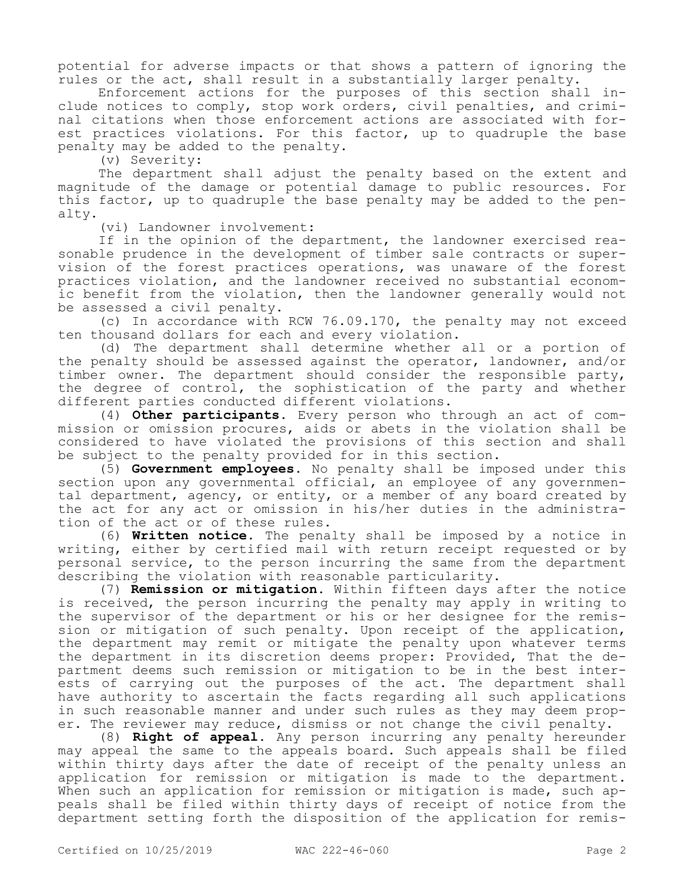potential for adverse impacts or that shows a pattern of ignoring the rules or the act, shall result in a substantially larger penalty.

Enforcement actions for the purposes of this section shall include notices to comply, stop work orders, civil penalties, and criminal citations when those enforcement actions are associated with forest practices violations. For this factor, up to quadruple the base penalty may be added to the penalty.

(v) Severity:

The department shall adjust the penalty based on the extent and magnitude of the damage or potential damage to public resources. For this factor, up to quadruple the base penalty may be added to the penalty.

(vi) Landowner involvement:

If in the opinion of the department, the landowner exercised reasonable prudence in the development of timber sale contracts or supervision of the forest practices operations, was unaware of the forest practices violation, and the landowner received no substantial economic benefit from the violation, then the landowner generally would not be assessed a civil penalty.

(c) In accordance with RCW 76.09.170, the penalty may not exceed ten thousand dollars for each and every violation.

(d) The department shall determine whether all or a portion of the penalty should be assessed against the operator, landowner, and/or timber owner. The department should consider the responsible party, the degree of control, the sophistication of the party and whether different parties conducted different violations.

(4) **Other participants.** Every person who through an act of commission or omission procures, aids or abets in the violation shall be considered to have violated the provisions of this section and shall be subject to the penalty provided for in this section.

(5) **Government employees.** No penalty shall be imposed under this section upon any governmental official, an employee of any governmental department, agency, or entity, or a member of any board created by the act for any act or omission in his/her duties in the administration of the act or of these rules.

(6) **Written notice.** The penalty shall be imposed by a notice in writing, either by certified mail with return receipt requested or by personal service, to the person incurring the same from the department describing the violation with reasonable particularity.

(7) **Remission or mitigation.** Within fifteen days after the notice is received, the person incurring the penalty may apply in writing to the supervisor of the department or his or her designee for the remission or mitigation of such penalty. Upon receipt of the application, the department may remit or mitigate the penalty upon whatever terms the department in its discretion deems proper: Provided, That the department deems such remission or mitigation to be in the best interests of carrying out the purposes of the act. The department shall have authority to ascertain the facts regarding all such applications in such reasonable manner and under such rules as they may deem proper. The reviewer may reduce, dismiss or not change the civil penalty.

(8) **Right of appeal.** Any person incurring any penalty hereunder may appeal the same to the appeals board. Such appeals shall be filed within thirty days after the date of receipt of the penalty unless an application for remission or mitigation is made to the department. When such an application for remission or mitigation is made, such appeals shall be filed within thirty days of receipt of notice from the department setting forth the disposition of the application for remis-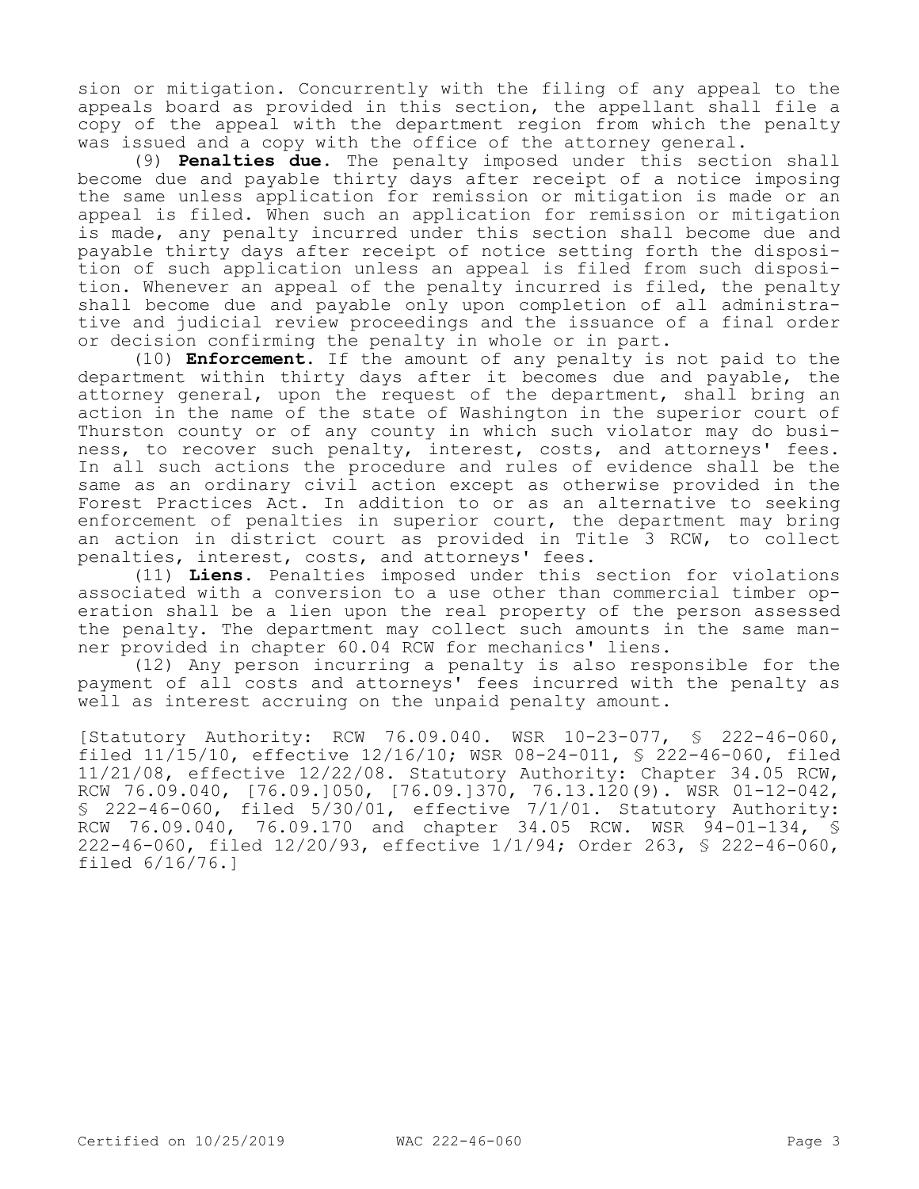sion or mitigation. Concurrently with the filing of any appeal to the appeals board as provided in this section, the appellant shall file a copy of the appeal with the department region from which the penalty was issued and a copy with the office of the attorney general.

(9) **Penalties due.** The penalty imposed under this section shall become due and payable thirty days after receipt of a notice imposing the same unless application for remission or mitigation is made or an appeal is filed. When such an application for remission or mitigation is made, any penalty incurred under this section shall become due and payable thirty days after receipt of notice setting forth the disposition of such application unless an appeal is filed from such disposition. Whenever an appeal of the penalty incurred is filed, the penalty shall become due and payable only upon completion of all administrative and judicial review proceedings and the issuance of a final order or decision confirming the penalty in whole or in part.

(10) **Enforcement.** If the amount of any penalty is not paid to the department within thirty days after it becomes due and payable, the attorney general, upon the request of the department, shall bring an action in the name of the state of Washington in the superior court of Thurston county or of any county in which such violator may do business, to recover such penalty, interest, costs, and attorneys' fees. In all such actions the procedure and rules of evidence shall be the same as an ordinary civil action except as otherwise provided in the Forest Practices Act. In addition to or as an alternative to seeking enforcement of penalties in superior court, the department may bring an action in district court as provided in Title 3 RCW, to collect penalties, interest, costs, and attorneys' fees.

(11) **Liens.** Penalties imposed under this section for violations associated with a conversion to a use other than commercial timber operation shall be a lien upon the real property of the person assessed the penalty. The department may collect such amounts in the same manner provided in chapter 60.04 RCW for mechanics' liens.

(12) Any person incurring a penalty is also responsible for the payment of all costs and attorneys' fees incurred with the penalty as well as interest accruing on the unpaid penalty amount.

[Statutory Authority: RCW 76.09.040. WSR 10-23-077, § 222-46-060, filed 11/15/10, effective 12/16/10; WSR 08-24-011, § 222-46-060, filed 11/21/08, effective 12/22/08. Statutory Authority: Chapter 34.05 RCW, RCW 76.09.040, [76.09.]050, [76.09.]370, 76.13.120(9). WSR 01-12-042, § 222-46-060, filed 5/30/01, effective 7/1/01. Statutory Authority: RCW 76.09.040, 76.09.170 and chapter 34.05 RCW. WSR 94-01-134, § 222-46-060, filed 12/20/93, effective 1/1/94; Order 263, § 222-46-060, filed 6/16/76.]